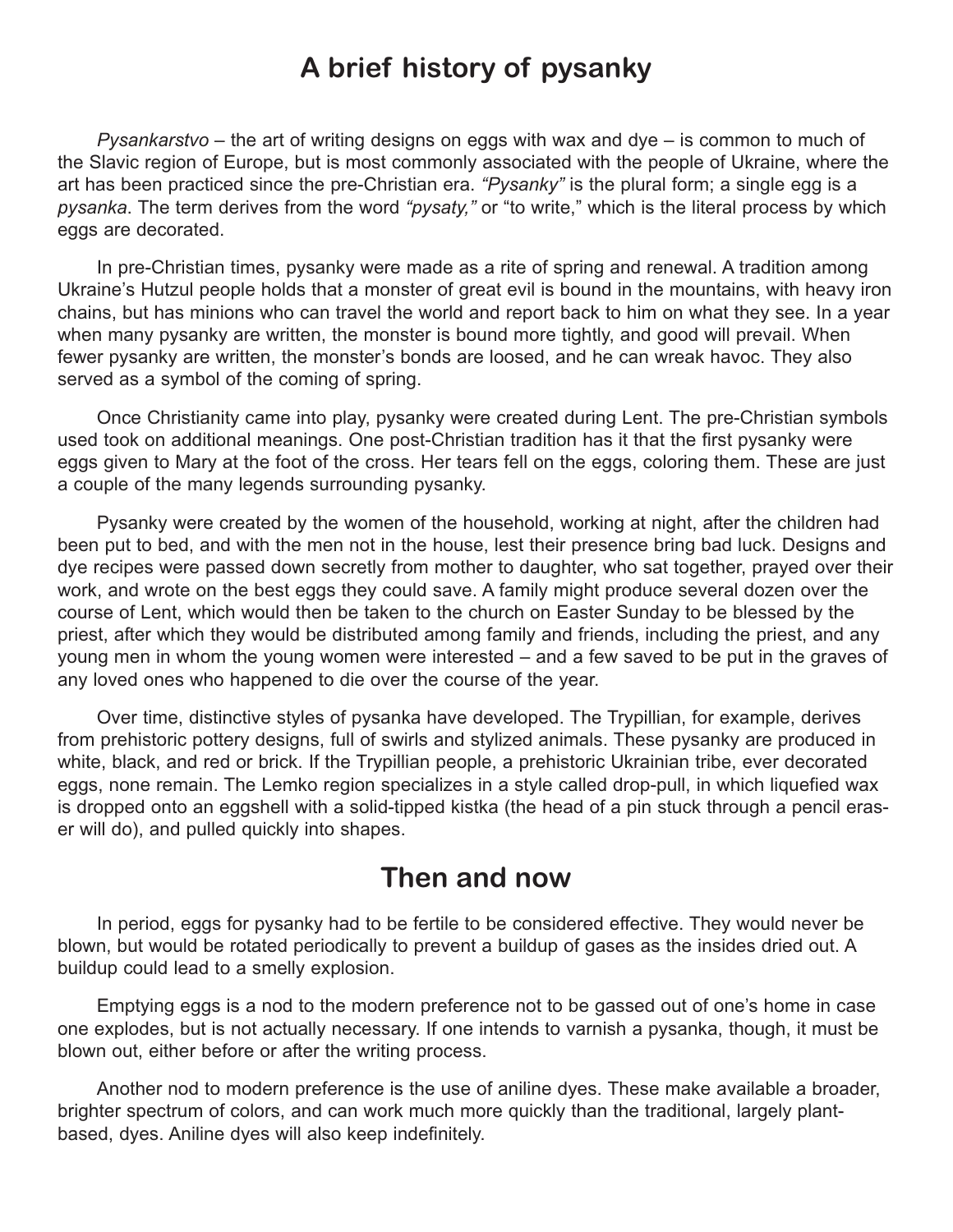# A brief history of pysanky

*Pysankarstvo* – the art of writing designs on eggs with wax and dye – is common to much of the Slavic region of Europe, but is most commonly associated with the people of Ukraine, where the art has been practiced since the pre-Christian era. *"Pysanky"* is the plural form; a single egg is a *pysanka*. The term derives from the word *"pysaty,"* or "to write," which is the literal process by which eggs are decorated.

In pre-Christian times, pysanky were made as a rite of spring and renewal. A tradition among Ukraine's Hutzul people holds that a monster of great evil is bound in the mountains, with heavy iron chains, but has minions who can travel the world and report back to him on what they see. In a year when many pysanky are written, the monster is bound more tightly, and good will prevail. When fewer pysanky are written, the monster's bonds are loosed, and he can wreak havoc. They also served as a symbol of the coming of spring.

Once Christianity came into play, pysanky were created during Lent. The pre-Christian symbols used took on additional meanings. One post-Christian tradition has it that the first pysanky were eggs given to Mary at the foot of the cross. Her tears fell on the eggs, coloring them. These are just a couple of the many legends surrounding pysanky.

Pysanky were created by the women of the household, working at night, after the children had been put to bed, and with the men not in the house, lest their presence bring bad luck. Designs and dye recipes were passed down secretly from mother to daughter, who sat together, prayed over their work, and wrote on the best eggs they could save. A family might produce several dozen over the course of Lent, which would then be taken to the church on Easter Sunday to be blessed by the priest, after which they would be distributed among family and friends, including the priest, and any young men in whom the young women were interested – and a few saved to be put in the graves of any loved ones who happened to die over the course of the year.

Over time, distinctive styles of pysanka have developed. The Trypillian, for example, derives from prehistoric pottery designs, full of swirls and stylized animals. These pysanky are produced in white, black, and red or brick. If the Trypillian people, a prehistoric Ukrainian tribe, ever decorated eggs, none remain. The Lemko region specializes in a style called drop-pull, in which liquefied wax is dropped onto an eggshell with a solid-tipped kistka (the head of a pin stuck through a pencil eraser will do), and pulled quickly into shapes.

## Then and now

In period, eggs for pysanky had to be fertile to be considered effective. They would never be blown, but would be rotated periodically to prevent a buildup of gases as the insides dried out. A buildup could lead to a smelly explosion.

Emptying eggs is a nod to the modern preference not to be gassed out of one's home in case one explodes, but is not actually necessary. If one intends to varnish a pysanka, though, it must be blown out, either before or after the writing process.

Another nod to modern preference is the use of aniline dyes. These make available a broader, brighter spectrum of colors, and can work much more quickly than the traditional, largely plant-based, dyes. Aniline dyes will also keep indefinitely.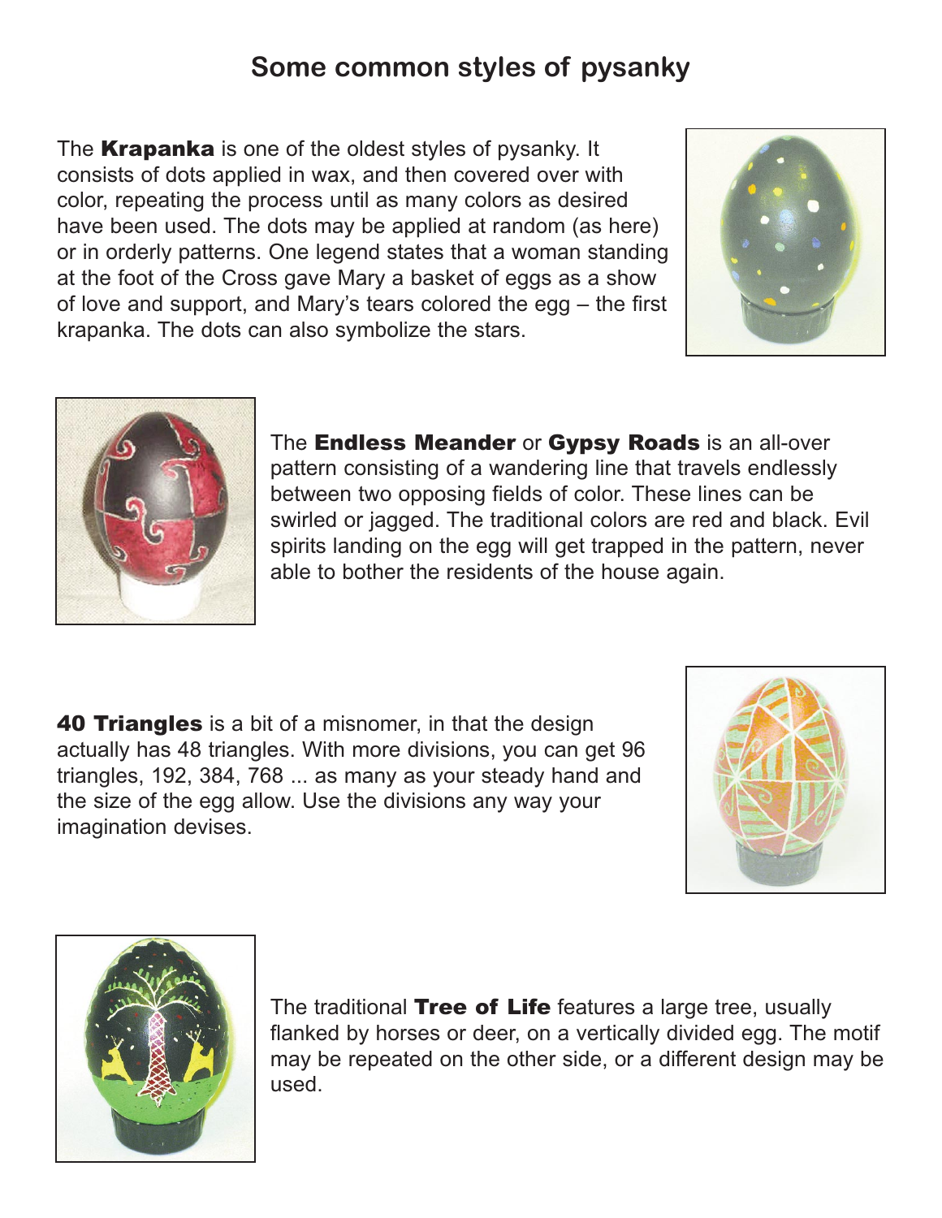# Some common styles of pysanky

The **Krapanka** is one of the oldest styles of pysanky. It consists of dots applied in wax, and then covered over with color, repeating the process until as many colors as desired have been used. The dots may be applied at random (as here) or in orderly patterns. One legend states that a woman standing at the foot of the Cross gave Mary a basket of eggs as a show of love and support, and Mary's tears colored the egg – the first krapanka. The dots can also symbolize the stars.

The **Endless Meander** or **Gypsy Roads** is an all-over pattern consisting of a wandering line that travels endlessly between two opposing fields of color. These lines can be swirled or jagged. The traditional colors are red and black. Evil spirits landing on the egg will get trapped in the pattern, never able to bother the residents of the house again.

**40 Triangles** is a bit of a misnomer, in that the design actually has 48 triangles. With more divisions, you can get 96 triangles, 192, 384, 768 ... as many as your steady hand and the size of the egg allow. Use the divisions any way your imagination devises.

The traditional **Tree of Life** features a large tree, usually flanked by horses or deer, on a vertically divided egg. The motif may be repeated on the other side, or a different design may be used.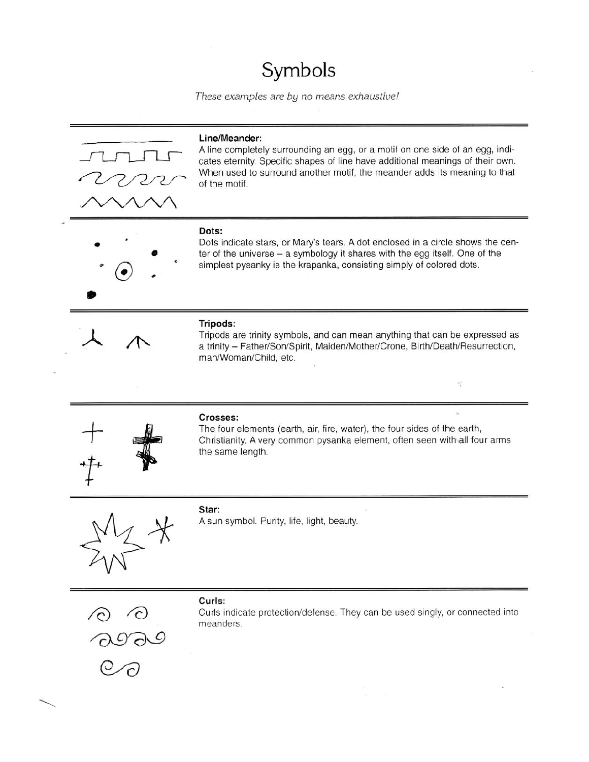# Symbols

*These examples are by no means exhaustive!*

**Line/Meander:**
A line completely surrounding an egg, or a motif on one side of an egg, indicates eternity. Specific shapes of line have additional meanings of their own. When used to surround another motif, the meander adds its meaning to that of the motif.

**Dots:**
Dots indicate stars, or Mary's tears. A dot enclosed in a circle shows the center of the universe – a symbology it shares with the egg itself. One of the simplest pysanky is the krapanka, consisting simply of colored dots.

**Tripods:**
Tripods are trinity symbols, and can mean anything that can be expressed as a trinity – Father/Son/Spirit, Maiden/Mother/Crone, Birth/Death/Resurrection, man/Woman/Child, etc.

**Crosses:**
The four elements (earth, air, fire, water), the four sides of the earth, Christianity. A very common pysanka element, often seen with all four arms the same length.

**Star:**
A sun symbol. Purity, life, light, beauty.

**Curls:**
Curls indicate protection/defense. They can be used singly, or connected into meanders.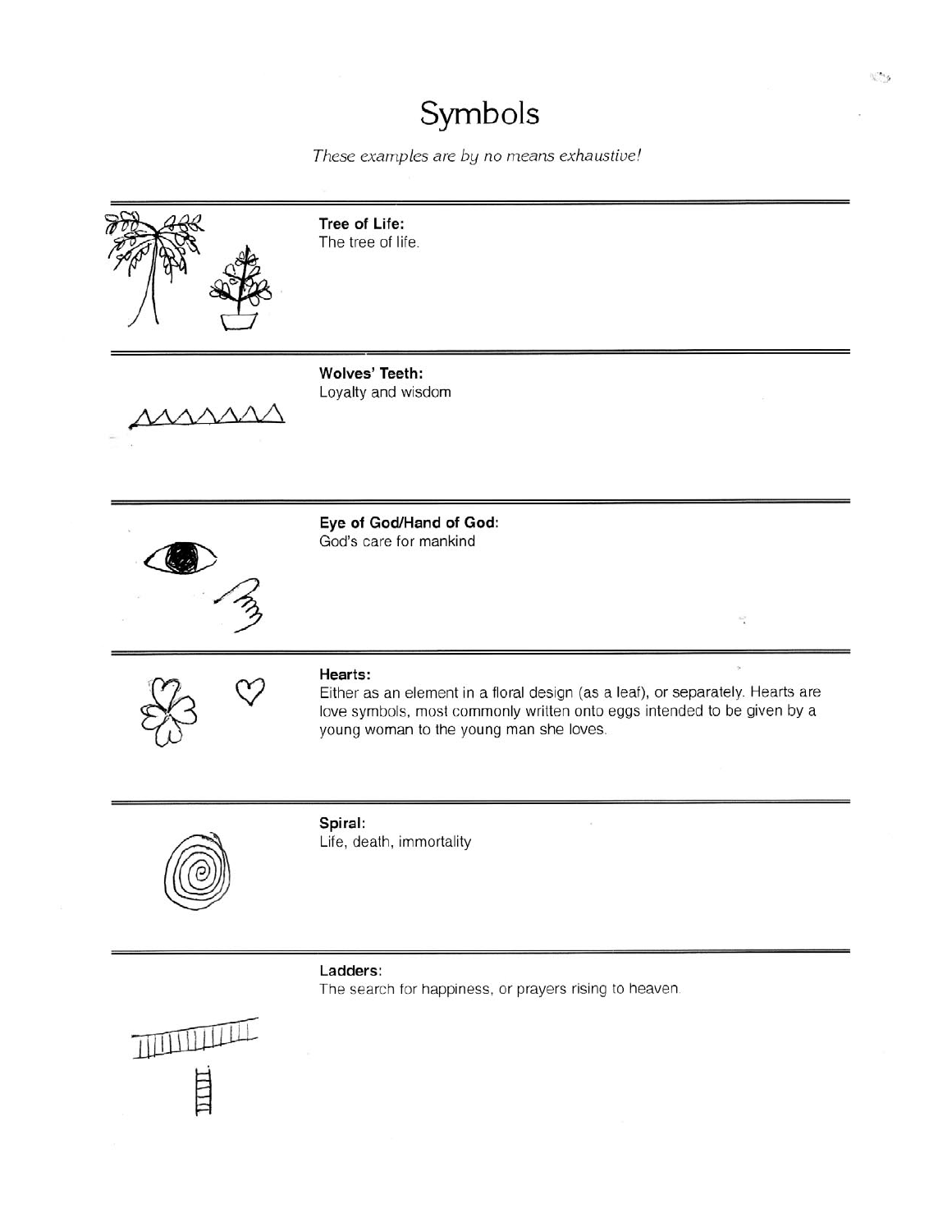# Symbols

*These examples are by no means exhaustive!*

---

**Tree of Life:**
The tree of life.

---

**Wolves' Teeth:**
Loyalty and wisdom

---

**Eye of God/Hand of God:**
God's care for mankind

---

**Hearts:**
Either as an element in a floral design (as a leaf), or separately. Hearts are love symbols, most commonly written onto eggs intended to be given by a young woman to the young man she loves.

---

**Spiral:**
Life, death, immortality

---

**Ladders:**
The search for happiness, or prayers rising to heaven.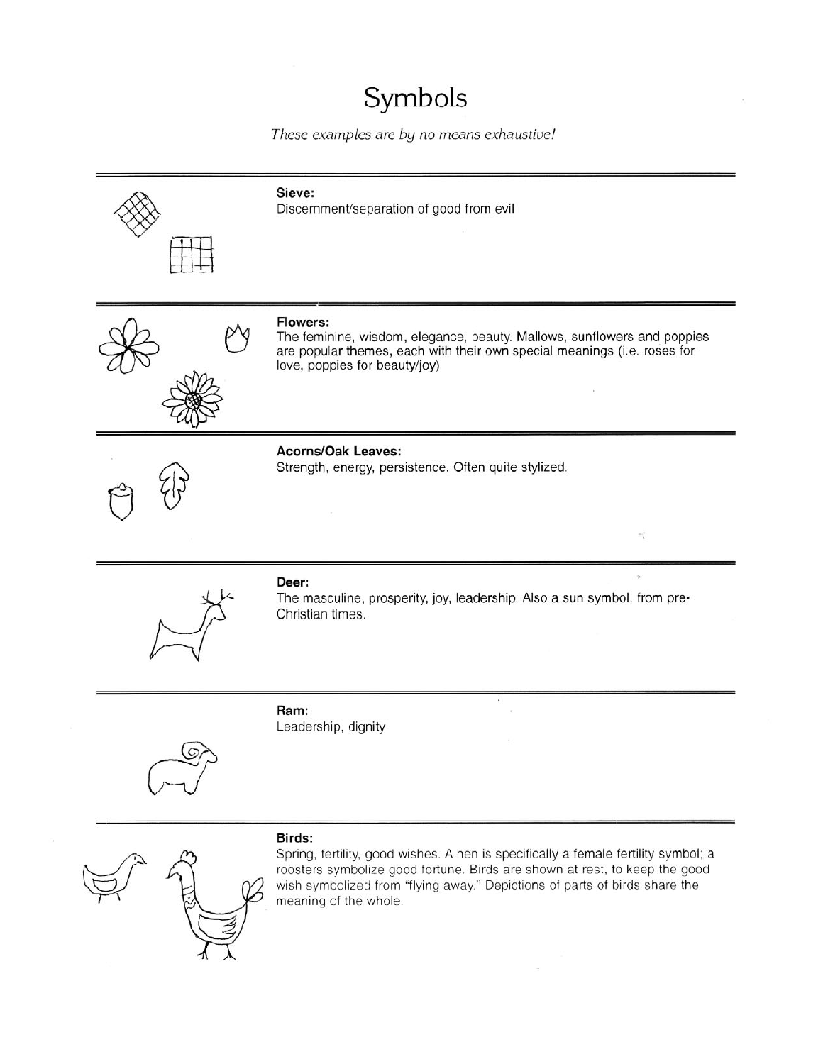# Symbols

*These examples are by no means exhaustive!*

---

**Sieve:**
Discernment/separation of good from evil

---

**Flowers:**
The feminine, wisdom, elegance, beauty. Mallows, sunflowers and poppies are popular themes, each with their own special meanings (i.e. roses for love, poppies for beauty/joy)

---

**Acorns/Oak Leaves:**
Strength, energy, persistence. Often quite stylized.

---

**Deer:**
The masculine, prosperity, joy, leadership. Also a sun symbol, from pre-Christian times.

---

**Ram:**
Leadership, dignity

---

**Birds:**
Spring, fertility, good wishes. A hen is specifically a female fertility symbol; a roosters symbolize good fortune. Birds are shown at rest, to keep the good wish symbolized from "flying away." Depictions of parts of birds share the meaning of the whole.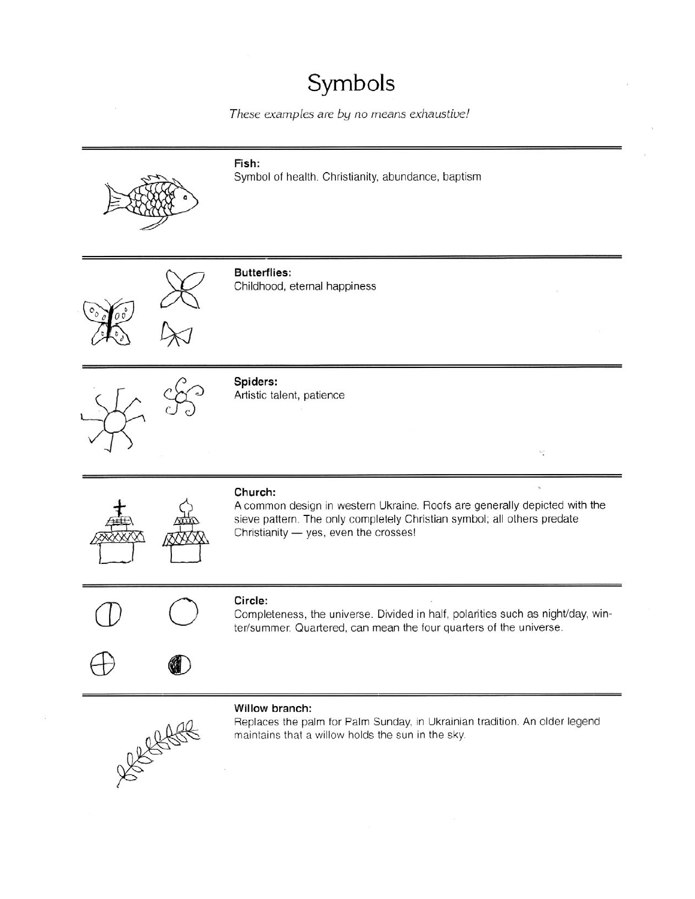# Symbols

*These examples are by no means exhaustive!*

**Fish:**
Symbol of health. Christianity, abundance, baptism

**Butterflies:**
Childhood, eternal happiness

**Spiders:**
Artistic talent, patience

**Church:**
A common design in western Ukraine. Roofs are generally depicted with the sieve pattern. The only completely Christian symbol; all others predate Christianity — yes, even the crosses!

**Circle:**
Completeness, the universe. Divided in half, polarities such as night/day, winter/summer. Quartered, can mean the four quarters of the universe.

**Willow branch:**
Replaces the palm for Palm Sunday, in Ukrainian tradition. An older legend maintains that a willow holds the sun in the sky.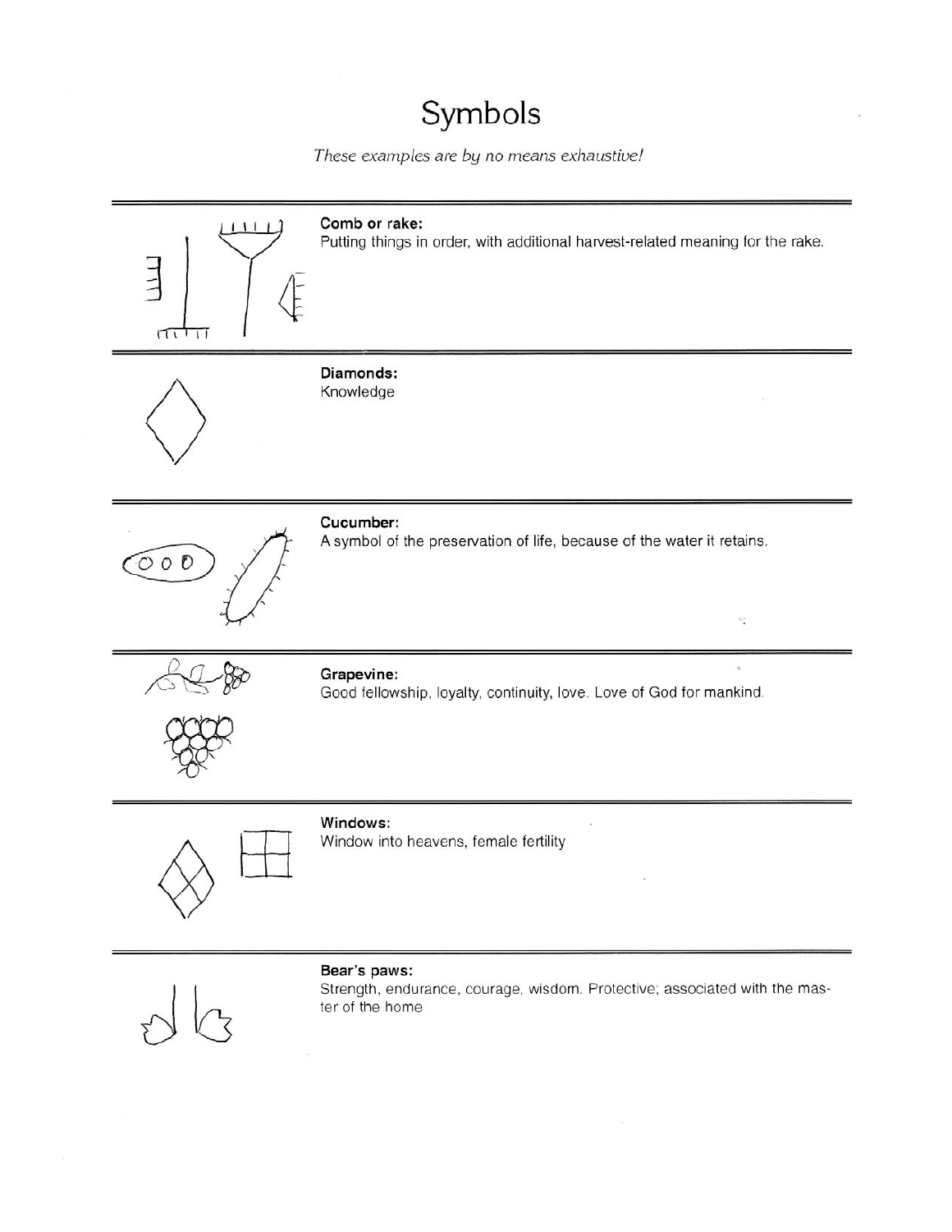# Symbols

*These examples are by no means exhaustive!*

**Comb or rake:**
Putting things in order, with additional harvest-related meaning for the rake.

**Diamonds:**
Knowledge

**Cucumber:**
A symbol of the preservation of life, because of the water it retains.

**Grapevine:**
Good fellowship, loyalty, continuity, love. Love of God for mankind.

**Windows:**
Window into heavens, female fertility

**Bear's paws:**
Strength, endurance, courage, wisdom. Protective; associated with the master of the home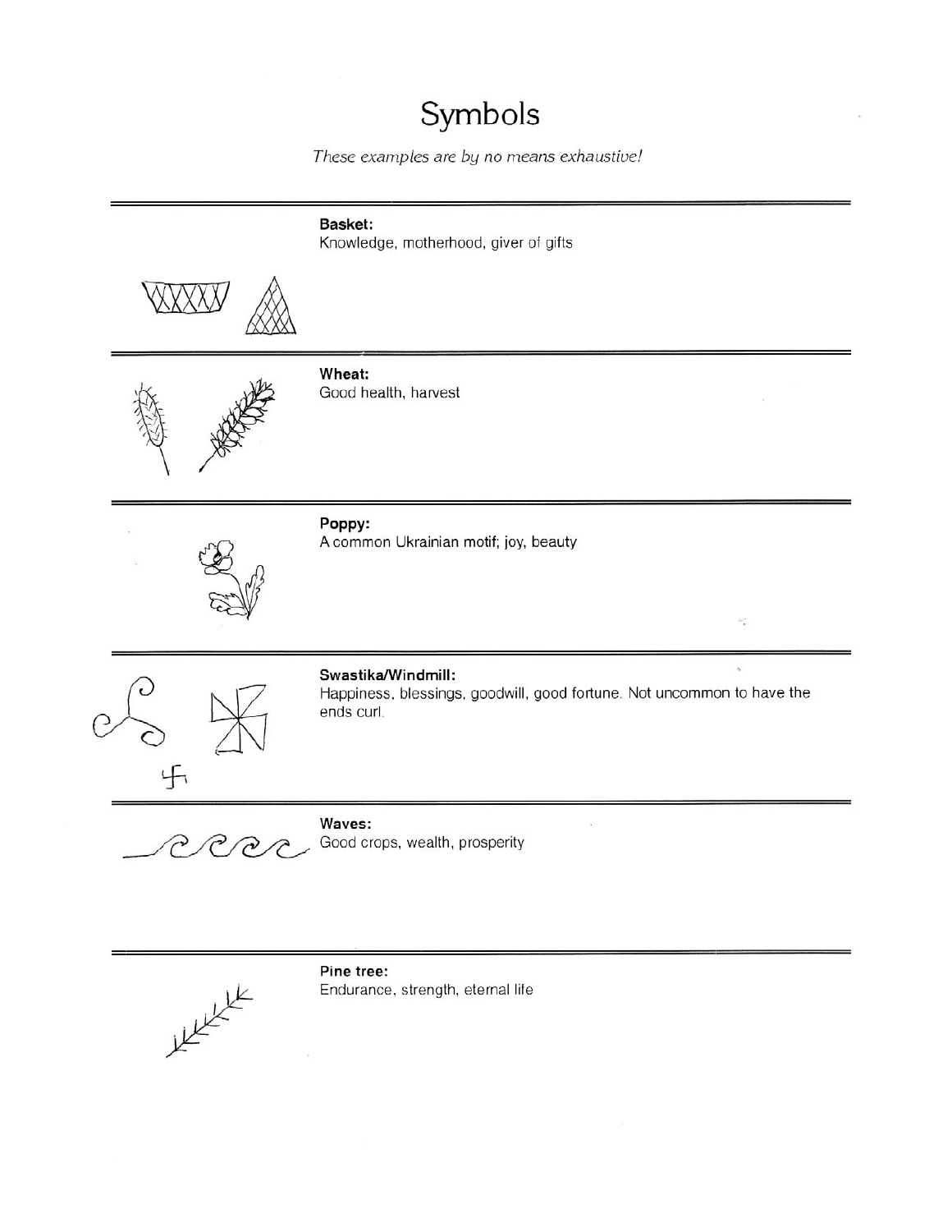# Symbols

*These examples are by no means exhaustive!*

**Basket:**
Knowledge, motherhood, giver of gifts

**Wheat:**
Good health, harvest

**Poppy:**
A common Ukrainian motif; joy, beauty

**Swastika/Windmill:**
Happiness, blessings, goodwill, good fortune. Not uncommon to have the ends curl.

**Waves:**
Good crops, wealth, prosperity

**Pine tree:**
Endurance, strength, eternal life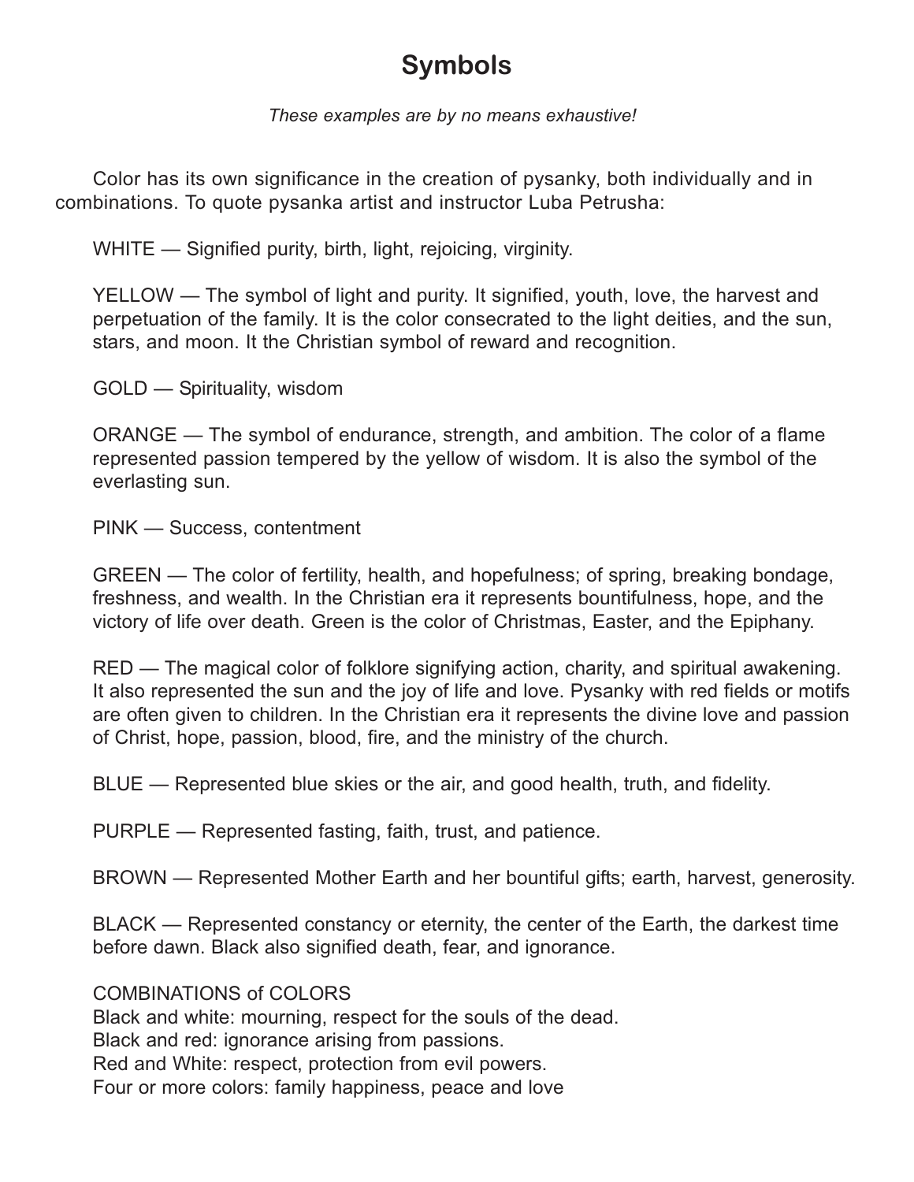# Symbols

*These examples are by no means exhaustive!*

Color has its own significance in the creation of pysanky, both individually and in combinations. To quote pysanka artist and instructor Luba Petrusha:

WHITE — Signified purity, birth, light, rejoicing, virginity.

YELLOW — The symbol of light and purity. It signified, youth, love, the harvest and perpetuation of the family. It is the color consecrated to the light deities, and the sun, stars, and moon. It the Christian symbol of reward and recognition.

GOLD — Spirituality, wisdom

ORANGE — The symbol of endurance, strength, and ambition. The color of a flame represented passion tempered by the yellow of wisdom. It is also the symbol of the everlasting sun.

PINK — Success, contentment

GREEN — The color of fertility, health, and hopefulness; of spring, breaking bondage, freshness, and wealth. In the Christian era it represents bountifulness, hope, and the victory of life over death. Green is the color of Christmas, Easter, and the Epiphany.

RED — The magical color of folklore signifying action, charity, and spiritual awakening. It also represented the sun and the joy of life and love. Pysanky with red fields or motifs are often given to children. In the Christian era it represents the divine love and passion of Christ, hope, passion, blood, fire, and the ministry of the church.

BLUE — Represented blue skies or the air, and good health, truth, and fidelity.

PURPLE — Represented fasting, faith, trust, and patience.

BROWN — Represented Mother Earth and her bountiful gifts; earth, harvest, generosity.

BLACK — Represented constancy or eternity, the center of the Earth, the darkest time before dawn. Black also signified death, fear, and ignorance.

COMBINATIONS of COLORS
Black and white: mourning, respect for the souls of the dead.
Black and red: ignorance arising from passions.
Red and White: respect, protection from evil powers.
Four or more colors: family happiness, peace and love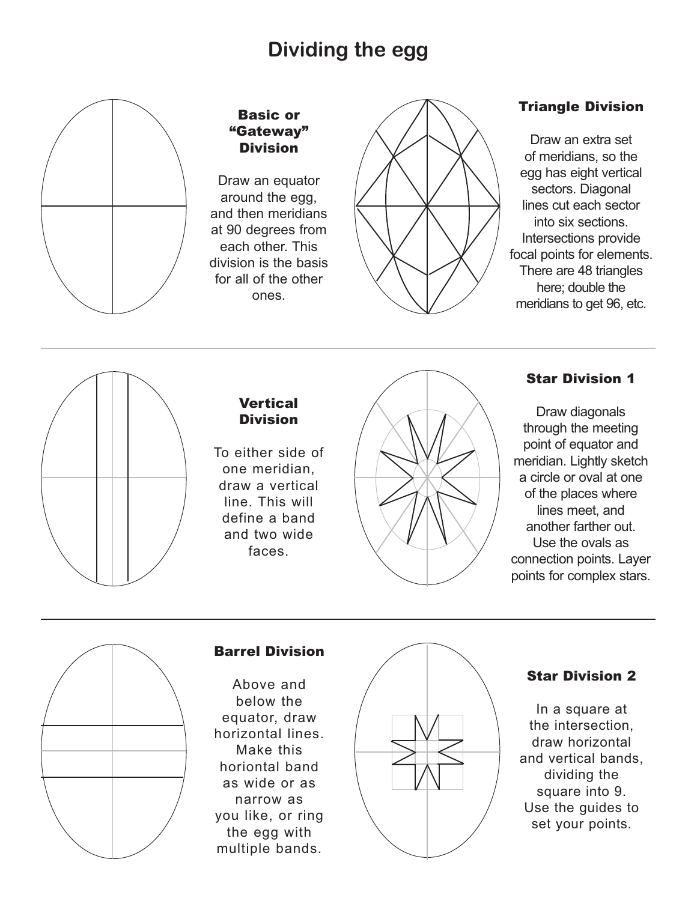# Dividing the egg

### Basic or "Gateway" Division

Draw an equator around the egg, and then meridians at 90 degrees from each other. This division is the basis for all of the other ones.

### Triangle Division

Draw an extra set of meridians, so the egg has eight vertical sectors. Diagonal lines cut each sector into six sections. Intersections provide focal points for elements. There are 48 triangles here; double the meridians to get 96, etc.

### Vertical Division

To either side of one meridian, draw a vertical line. This will define a band and two wide faces.

### Star Division 1

Draw diagonals through the meeting point of equator and meridian. Lightly sketch a circle or oval at one of the places where lines meet, and another farther out. Use the ovals as connection points. Layer points for complex stars.

### Barrel Division

Above and below the equator, draw horizontal lines. Make this horiontal band as wide or as narrow as you like, or ring the egg with multiple bands.

### Star Division 2

In a square at the intersection, draw horizontal and vertical bands, dividing the square into 9. Use the guides to set your points.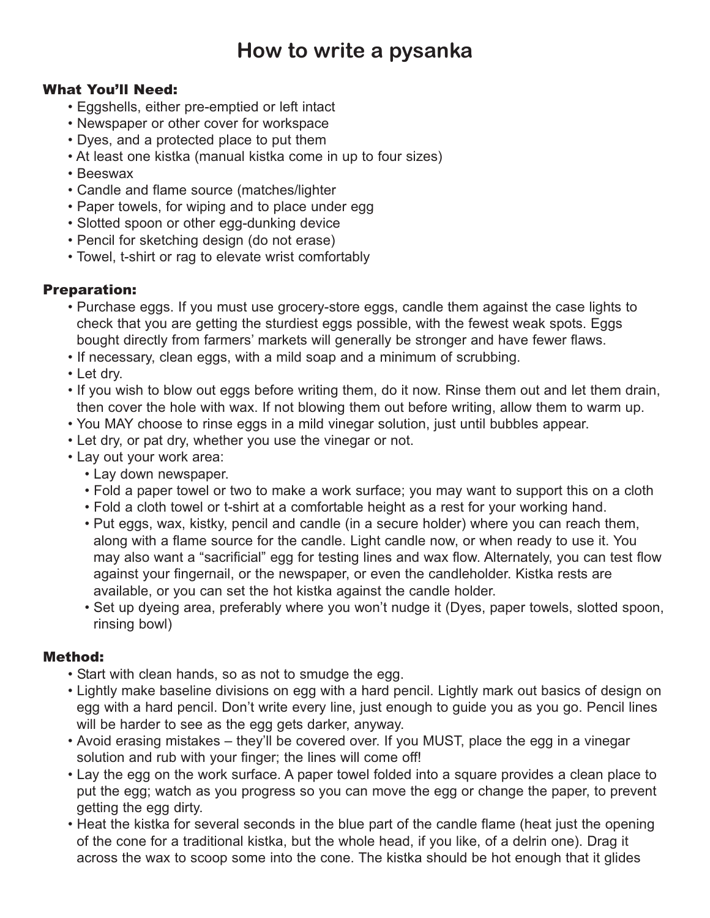# How to write a pysanka

### What You'll Need:

- Eggshells, either pre-emptied or left intact
- Newspaper or other cover for workspace
- Dyes, and a protected place to put them
- At least one kistka (manual kistka come in up to four sizes)
- Beeswax
- Candle and flame source (matches/lighter
- Paper towels, for wiping and to place under egg
- Slotted spoon or other egg-dunking device
- Pencil for sketching design (do not erase)
- Towel, t-shirt or rag to elevate wrist comfortably

### Preparation:

- Purchase eggs. If you must use grocery-store eggs, candle them against the case lights to check that you are getting the sturdiest eggs possible, with the fewest weak spots. Eggs bought directly from farmers' markets will generally be stronger and have fewer flaws.
- If necessary, clean eggs, with a mild soap and a minimum of scrubbing.
- Let dry.
- If you wish to blow out eggs before writing them, do it now. Rinse them out and let them drain, then cover the hole with wax. If not blowing them out before writing, allow them to warm up.
- You MAY choose to rinse eggs in a mild vinegar solution, just until bubbles appear.
- Let dry, or pat dry, whether you use the vinegar or not.
- Lay out your work area:
  - Lay down newspaper.
  - Fold a paper towel or two to make a work surface; you may want to support this on a cloth
  - Fold a cloth towel or t-shirt at a comfortable height as a rest for your working hand.
  - Put eggs, wax, kistky, pencil and candle (in a secure holder) where you can reach them, along with a flame source for the candle. Light candle now, or when ready to use it. You may also want a "sacrificial" egg for testing lines and wax flow. Alternately, you can test flow against your fingernail, or the newspaper, or even the candleholder. Kistka rests are available, or you can set the hot kistka against the candle holder.
  - Set up dyeing area, preferably where you won't nudge it (Dyes, paper towels, slotted spoon, rinsing bowl)

### Method:

- Start with clean hands, so as not to smudge the egg.
- Lightly make baseline divisions on egg with a hard pencil. Lightly mark out basics of design on egg with a hard pencil. Don't write every line, just enough to guide you as you go. Pencil lines will be harder to see as the egg gets darker, anyway.
- Avoid erasing mistakes – they'll be covered over. If you MUST, place the egg in a vinegar solution and rub with your finger; the lines will come off!
- Lay the egg on the work surface. A paper towel folded into a square provides a clean place to put the egg; watch as you progress so you can move the egg or change the paper, to prevent getting the egg dirty.
- Heat the kistka for several seconds in the blue part of the candle flame (heat just the opening of the cone for a traditional kistka, but the whole head, if you like, of a delrin one). Drag it across the wax to scoop some into the cone. The kistka should be hot enough that it glides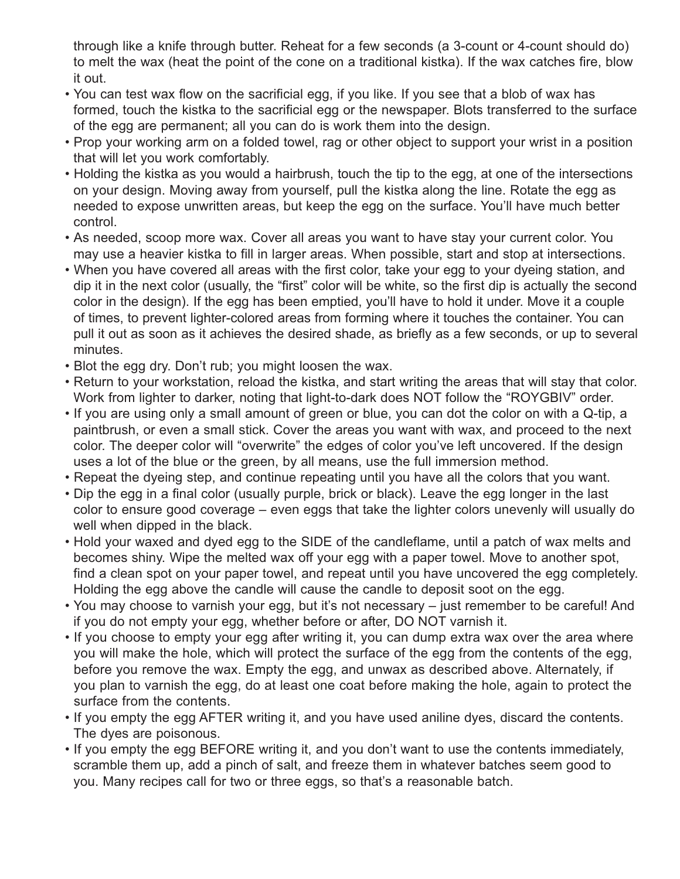through like a knife through butter. Reheat for a few seconds (a 3-count or 4-count should do) to melt the wax (heat the point of the cone on a traditional kistka). If the wax catches fire, blow it out.

- You can test wax flow on the sacrificial egg, if you like. If you see that a blob of wax has formed, touch the kistka to the sacrificial egg or the newspaper. Blots transferred to the surface of the egg are permanent; all you can do is work them into the design.
- Prop your working arm on a folded towel, rag or other object to support your wrist in a position that will let you work comfortably.
- Holding the kistka as you would a hairbrush, touch the tip to the egg, at one of the intersections on your design. Moving away from yourself, pull the kistka along the line. Rotate the egg as needed to expose unwritten areas, but keep the egg on the surface. You'll have much better control.
- As needed, scoop more wax. Cover all areas you want to have stay your current color. You may use a heavier kistka to fill in larger areas. When possible, start and stop at intersections.
- When you have covered all areas with the first color, take your egg to your dyeing station, and dip it in the next color (usually, the "first" color will be white, so the first dip is actually the second color in the design). If the egg has been emptied, you'll have to hold it under. Move it a couple of times, to prevent lighter-colored areas from forming where it touches the container. You can pull it out as soon as it achieves the desired shade, as briefly as a few seconds, or up to several minutes.
- Blot the egg dry. Don't rub; you might loosen the wax.
- Return to your workstation, reload the kistka, and start writing the areas that will stay that color. Work from lighter to darker, noting that light-to-dark does NOT follow the "ROYGBIV" order.
- If you are using only a small amount of green or blue, you can dot the color on with a Q-tip, a paintbrush, or even a small stick. Cover the areas you want with wax, and proceed to the next color. The deeper color will "overwrite" the edges of color you've left uncovered. If the design uses a lot of the blue or the green, by all means, use the full immersion method.
- Repeat the dyeing step, and continue repeating until you have all the colors that you want.
- Dip the egg in a final color (usually purple, brick or black). Leave the egg longer in the last color to ensure good coverage – even eggs that take the lighter colors unevenly will usually do well when dipped in the black.
- Hold your waxed and dyed egg to the SIDE of the candleflame, until a patch of wax melts and becomes shiny. Wipe the melted wax off your egg with a paper towel. Move to another spot, find a clean spot on your paper towel, and repeat until you have uncovered the egg completely. Holding the egg above the candle will cause the candle to deposit soot on the egg.
- You may choose to varnish your egg, but it's not necessary – just remember to be careful! And if you do not empty your egg, whether before or after, DO NOT varnish it.
- If you choose to empty your egg after writing it, you can dump extra wax over the area where you will make the hole, which will protect the surface of the egg from the contents of the egg, before you remove the wax. Empty the egg, and unwax as described above. Alternately, if you plan to varnish the egg, do at least one coat before making the hole, again to protect the surface from the contents.
- If you empty the egg AFTER writing it, and you have used aniline dyes, discard the contents. The dyes are poisonous.
- If you empty the egg BEFORE writing it, and you don't want to use the contents immediately, scramble them up, add a pinch of salt, and freeze them in whatever batches seem good to you. Many recipes call for two or three eggs, so that's a reasonable batch.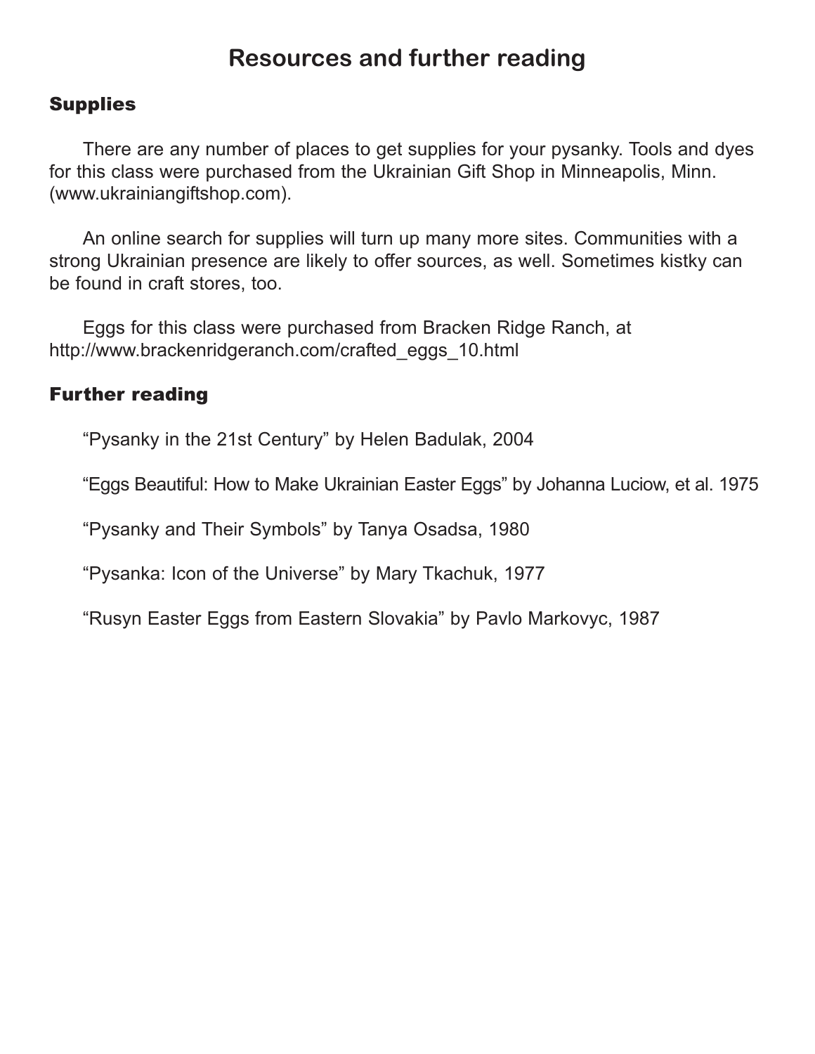# Resources and further reading

## Supplies

There are any number of places to get supplies for your pysanky. Tools and dyes for this class were purchased from the Ukrainian Gift Shop in Minneapolis, Minn. (www.ukrainiangiftshop.com).

An online search for supplies will turn up many more sites. Communities with a strong Ukrainian presence are likely to offer sources, as well. Sometimes kistky can be found in craft stores, too.

Eggs for this class were purchased from Bracken Ridge Ranch, at http://www.brackenridgeranch.com/crafted_eggs_10.html

## Further reading

“Pysanky in the 21st Century” by Helen Badulak, 2004

“Eggs Beautiful: How to Make Ukrainian Easter Eggs” by Johanna Luciow, et al. 1975

“Pysanky and Their Symbols” by Tanya Osadsa, 1980

“Pysanka: Icon of the Universe” by Mary Tkachuk, 1977

“Rusyn Easter Eggs from Eastern Slovakia” by Pavlo Markovyc, 1987